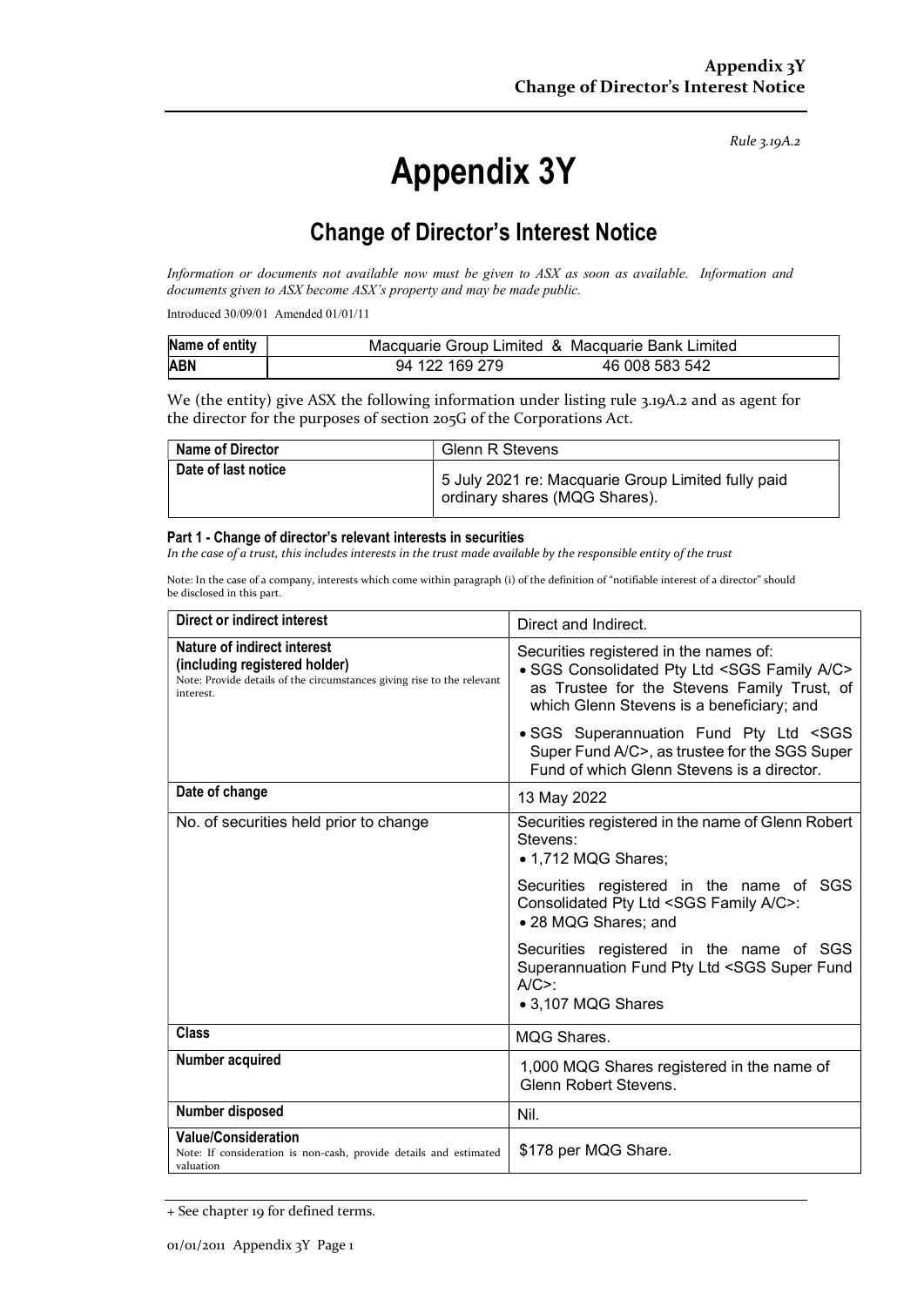*Rule 3.19A.2*

# Appendix 3Y

## Change of Director's Interest Notice

*Information or documents not available now must be given to ASX as soon as available. Information and documents given to ASX become ASX's property and may be made public.*

Introduced 30/09/01 Amended 01/01/11

| Name of entity | Macquarie Group Limited & Macquarie Bank Limited | |
|---|---|---|
| ABN | 94 122 169 279 | 46 008 583 542 |

We (the entity) give ASX the following information under listing rule 3.19A.2 and as agent for the director for the purposes of section 205G of the Corporations Act.

| Name of Director | Glenn R Stevens |
|---|---|
| Date of last notice | 5 July 2021 re: Macquarie Group Limited fully paid ordinary shares (MQG Shares). |

**Part 1 - Change of director's relevant interests in securities**

*In the case of a trust, this includes interests in the trust made available by the responsible entity of the trust*

Note: In the case of a company, interests which come within paragraph (i) of the definition of "notifiable interest of a director" should be disclosed in this part.

| Direct or indirect interest | Direct and Indirect. |
|---|---|
| **Nature of indirect interest (including registered holder)**<br>Note: Provide details of the circumstances giving rise to the relevant interest. | Securities registered in the names of:<br>• SGS Consolidated Pty Ltd <SGS Family A/C> as Trustee for the Stevens Family Trust, of which Glenn Stevens is a beneficiary; and<br>• SGS Superannuation Fund Pty Ltd <SGS Super Fund A/C>, as trustee for the SGS Super Fund of which Glenn Stevens is a director. |
| **Date of change** | 13 May 2022 |
| No. of securities held prior to change | Securities registered in the name of Glenn Robert Stevens:<br>• 1,712 MQG Shares;<br>Securities registered in the name of SGS Consolidated Pty Ltd <SGS Family A/C>:<br>• 28 MQG Shares; and<br>Securities registered in the name of SGS Superannuation Fund Pty Ltd <SGS Super Fund A/C>:<br>• 3,107 MQG Shares |
| **Class** | MQG Shares. |
| **Number acquired** | 1,000 MQG Shares registered in the name of Glenn Robert Stevens. |
| **Number disposed** | Nil. |
| **Value/Consideration**<br>Note: If consideration is non-cash, provide details and estimated valuation | $178 per MQG Share. |

+ See chapter 19 for defined terms.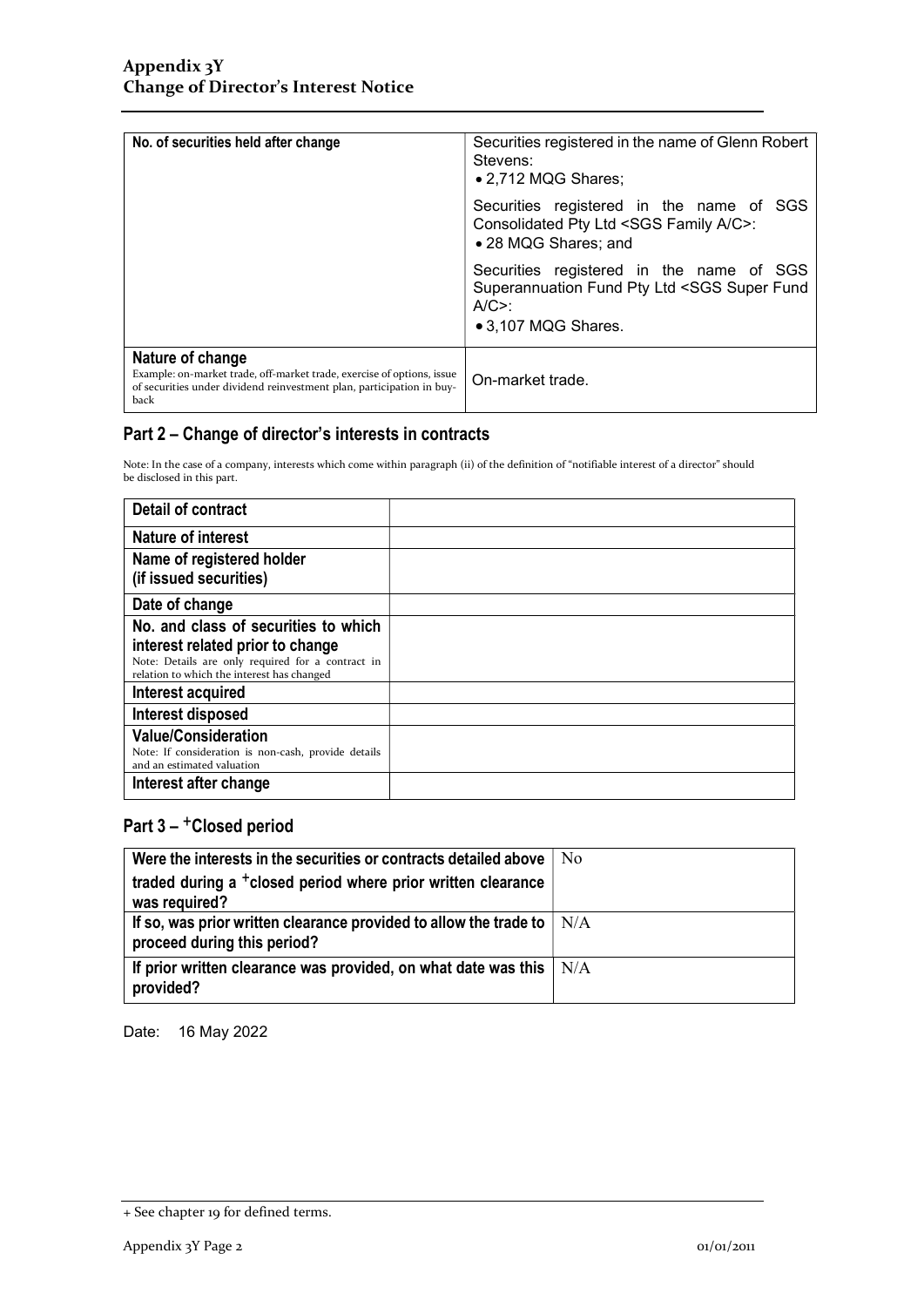| | |
|---|---|
| **No. of securities held after change** | Securities registered in the name of Glenn Robert Stevens:<br>• 2,712 MQG Shares;<br><br>Securities registered in the name of SGS Consolidated Pty Ltd <SGS Family A/C>:<br>• 28 MQG Shares; and<br><br>Securities registered in the name of SGS Superannuation Fund Pty Ltd <SGS Super Fund A/C>:<br>• 3,107 MQG Shares. |
| **Nature of change**<br>Example: on-market trade, off-market trade, exercise of options, issue of securities under dividend reinvestment plan, participation in buy-back | On-market trade. |

## Part 2 – Change of director's interests in contracts

Note: In the case of a company, interests which come within paragraph (ii) of the definition of "notifiable interest of a director" should be disclosed in this part.

| | |
|---|---|
| **Detail of contract** | |
| **Nature of interest** | |
| **Name of registered holder (if issued securities)** | |
| **Date of change** | |
| **No. and class of securities to which interest related prior to change**<br>Note: Details are only required for a contract in relation to which the interest has changed | |
| **Interest acquired** | |
| **Interest disposed** | |
| **Value/Consideration**<br>Note: If consideration is non-cash, provide details and an estimated valuation | |
| **Interest after change** | |

## Part 3 – +Closed period

| | |
|---|---|
| **Were the interests in the securities or contracts detailed above traded during a +closed period where prior written clearance was required?** | No |
| **If so, was prior written clearance provided to allow the trade to proceed during this period?** | N/A |
| **If prior written clearance was provided, on what date was this provided?** | N/A |

Date: 16 May 2022

+ See chapter 19 for defined terms.